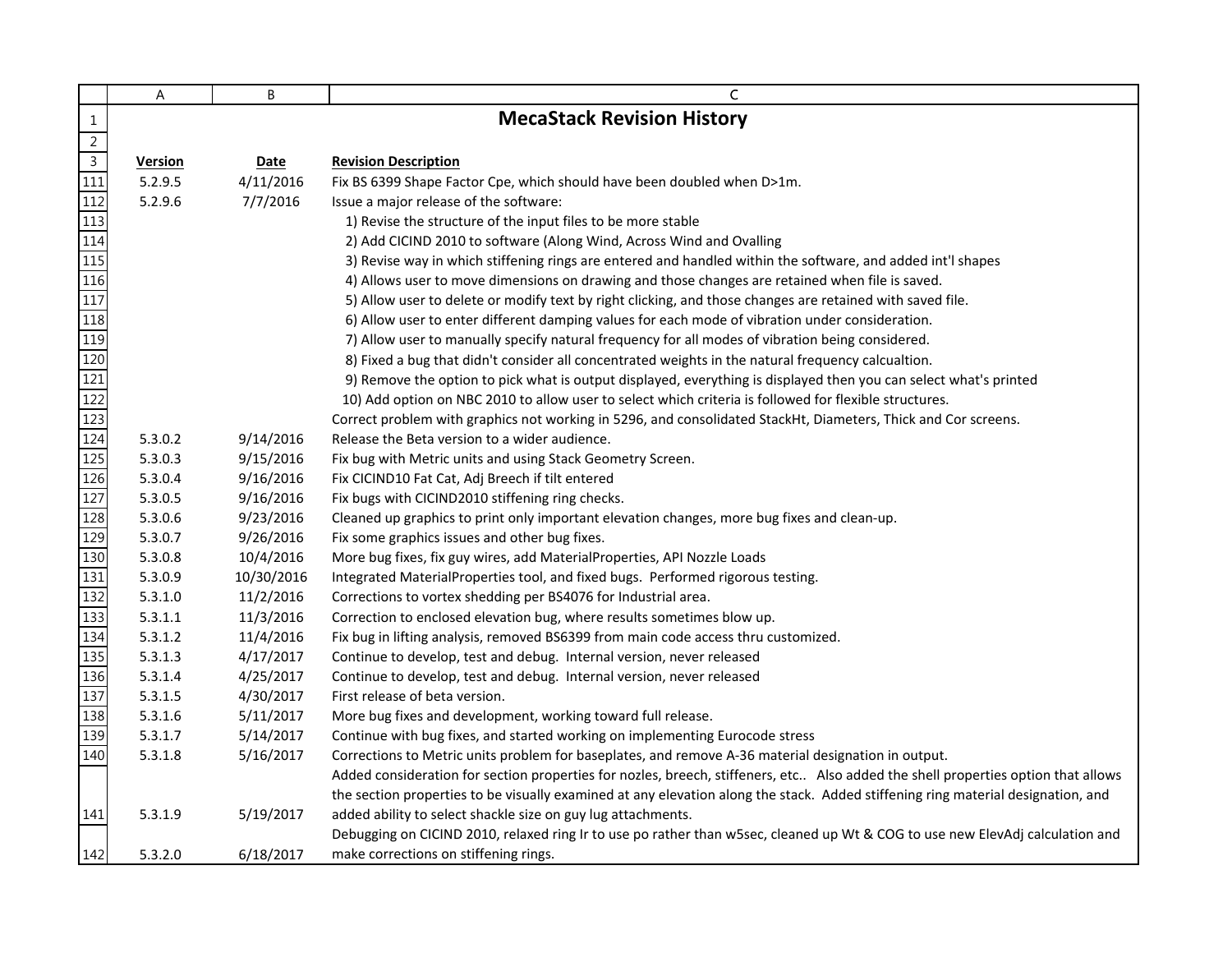# MecaStack Revision History

| Version | Date | Revision Description |
|---|---|---|
| 5.2.9.5 | 4/11/2016 | Fix BS 6399 Shape Factor Cpe, which should have been doubled when D>1m. |
| 5.2.9.6 | 7/7/2016 | Issue a major release of the software: |
| | | 1) Revise the structure of the input files to be more stable |
| | | 2) Add CICIND 2010 to software (Along Wind, Across Wind and Ovalling |
| | | 3) Revise way in which stiffening rings are entered and handled within the software, and added int'l shapes |
| | | 4) Allows user to move dimensions on drawing and those changes are retained when file is saved. |
| | | 5) Allow user to delete or modify text by right clicking, and those changes are retained with saved file. |
| | | 6) Allow user to enter different damping values for each mode of vibration under consideration. |
| | | 7) Allow user to manually specify natural frequency for all modes of vibration being considered. |
| | | 8) Fixed a bug that didn't consider all concentrated weights in the natural frequency calcualtion. |
| | | 9) Remove the option to pick what is output displayed, everything is displayed then you can select what's printed |
| | | 10) Add option on NBC 2010 to allow user to select which criteria is followed for flexible structures. |
| | | Correct problem with graphics not working in 5296, and consolidated StackHt, Diameters, Thick and Cor screens. |
| 5.3.0.2 | 9/14/2016 | Release the Beta version to a wider audience. |
| 5.3.0.3 | 9/15/2016 | Fix bug with Metric units and using Stack Geometry Screen. |
| 5.3.0.4 | 9/16/2016 | Fix CICIND10 Fat Cat, Adj Breech if tilt entered |
| 5.3.0.5 | 9/16/2016 | Fix bugs with CICIND2010 stiffening ring checks. |
| 5.3.0.6 | 9/23/2016 | Cleaned up graphics to print only important elevation changes, more bug fixes and clean-up. |
| 5.3.0.7 | 9/26/2016 | Fix some graphics issues and other bug fixes. |
| 5.3.0.8 | 10/4/2016 | More bug fixes, fix guy wires, add MaterialProperties, API Nozzle Loads |
| 5.3.0.9 | 10/30/2016 | Integrated MaterialProperties tool, and fixed bugs. Performed rigorous testing. |
| 5.3.1.0 | 11/2/2016 | Corrections to vortex shedding per BS4076 for Industrial area. |
| 5.3.1.1 | 11/3/2016 | Correction to enclosed elevation bug, where results sometimes blow up. |
| 5.3.1.2 | 11/4/2016 | Fix bug in lifting analysis, removed BS6399 from main code access thru customized. |
| 5.3.1.3 | 4/17/2017 | Continue to develop, test and debug. Internal version, never released |
| 5.3.1.4 | 4/25/2017 | Continue to develop, test and debug. Internal version, never released |
| 5.3.1.5 | 4/30/2017 | First release of beta version. |
| 5.3.1.6 | 5/11/2017 | More bug fixes and development, working toward full release. |
| 5.3.1.7 | 5/14/2017 | Continue with bug fixes, and started working on implementing Eurocode stress |
| 5.3.1.8 | 5/16/2017 | Corrections to Metric units problem for baseplates, and remove A-36 material designation in output. |
| 5.3.1.9 | 5/19/2017 | Added consideration for section properties for nozles, breech, stiffeners, etc.. Also added the shell properties option that allows the section properties to be visually examined at any elevation along the stack. Added stiffening ring material designation, and added ability to select shackle size on guy lug attachments. |
| 5.3.2.0 | 6/18/2017 | Debugging on CICIND 2010, relaxed ring Ir to use po rather than w5sec, cleaned up Wt & COG to use new ElevAdj calculation and make corrections on stiffening rings. |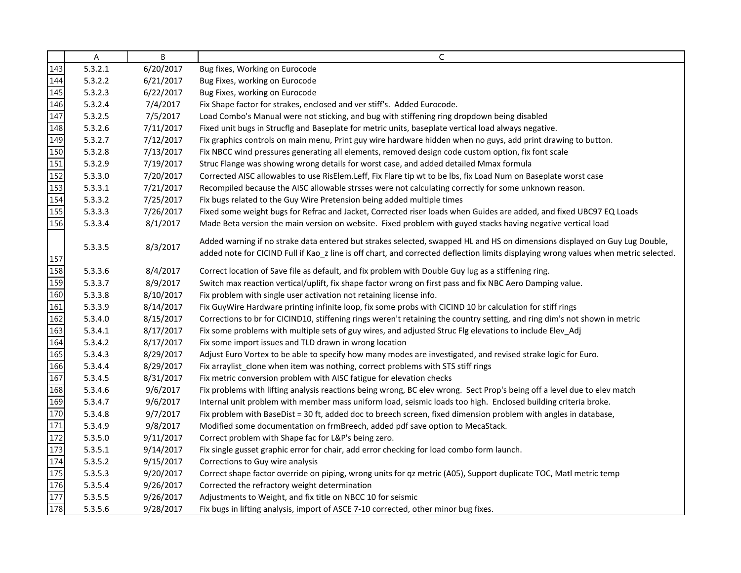| | A | B | C |
|---|---|---|---|
| 143 | 5.3.2.1 | 6/20/2017 | Bug fixes, Working on Eurocode |
| 144 | 5.3.2.2 | 6/21/2017 | Bug Fixes, working on Eurocode |
| 145 | 5.3.2.3 | 6/22/2017 | Bug Fixes, working on Eurocode |
| 146 | 5.3.2.4 | 7/4/2017 | Fix Shape factor for strakes, enclosed and ver stiff's. Added Eurocode. |
| 147 | 5.3.2.5 | 7/5/2017 | Load Combo's Manual were not sticking, and bug with stiffening ring dropdown being disabled |
| 148 | 5.3.2.6 | 7/11/2017 | Fixed unit bugs in Strucflg and Baseplate for metric units, baseplate vertical load always negative. |
| 149 | 5.3.2.7 | 7/12/2017 | Fix graphics controls on main menu, Print guy wire hardware hidden when no guys, add print drawing to button. |
| 150 | 5.3.2.8 | 7/13/2017 | Fix NBCC wind pressures generating all elements, removed design code custom option, fix font scale |
| 151 | 5.3.2.9 | 7/19/2017 | Struc Flange was showing wrong details for worst case, and added detailed Mmax formula |
| 152 | 5.3.3.0 | 7/20/2017 | Corrected AISC allowables to use RisElem.Leff, Fix Flare tip wt to be lbs, fix Load Num on Baseplate worst case |
| 153 | 5.3.3.1 | 7/21/2017 | Recompiled because the AISC allowable strsses were not calculating correctly for some unknown reason. |
| 154 | 5.3.3.2 | 7/25/2017 | Fix bugs related to the Guy Wire Pretension being added multiple times |
| 155 | 5.3.3.3 | 7/26/2017 | Fixed some weight bugs for Refrac and Jacket, Corrected riser loads when Guides are added, and fixed UBC97 EQ Loads |
| 156 | 5.3.3.4 | 8/1/2017 | Made Beta version the main version on website. Fixed problem with guyed stacks having negative vertical load |
| 157 | 5.3.3.5 | 8/3/2017 | Added warning if no strake data entered but strakes selected, swapped HL and HS on dimensions displayed on Guy Lug Double, added note for CICIND Full if Kao_z line is off chart, and corrected deflection limits displaying wrong values when metric selected. |
| 158 | 5.3.3.6 | 8/4/2017 | Correct location of Save file as default, and fix problem with Double Guy lug as a stiffening ring. |
| 159 | 5.3.3.7 | 8/9/2017 | Switch max reaction vertical/uplift, fix shape factor wrong on first pass and fix NBC Aero Damping value. |
| 160 | 5.3.3.8 | 8/10/2017 | Fix problem with single user activation not retaining license info. |
| 161 | 5.3.3.9 | 8/14/2017 | Fix GuyWire Hardware printing infinite loop, fix some probs with CICIND 10 br calculation for stiff rings |
| 162 | 5.3.4.0 | 8/15/2017 | Corrections to br for CICIND10, stiffening rings weren't retaining the country setting, and ring dim's not shown in metric |
| 163 | 5.3.4.1 | 8/17/2017 | Fix some problems with multiple sets of guy wires, and adjusted Struc Flg elevations to include Elev_Adj |
| 164 | 5.3.4.2 | 8/17/2017 | Fix some import issues and TLD drawn in wrong location |
| 165 | 5.3.4.3 | 8/29/2017 | Adjust Euro Vortex to be able to specify how many modes are investigated, and revised strake logic for Euro. |
| 166 | 5.3.4.4 | 8/29/2017 | Fix arraylist_clone when item was nothing, correct problems with STS stiff rings |
| 167 | 5.3.4.5 | 8/31/2017 | Fix metric conversion problem with AISC fatigue for elevation checks |
| 168 | 5.3.4.6 | 9/6/2017 | Fix problems with lifting analysis reactions being wrong, BC elev wrong. Sect Prop's being off a level due to elev match |
| 169 | 5.3.4.7 | 9/6/2017 | Internal unit problem with member mass uniform load, seismic loads too high. Enclosed building criteria broke. |
| 170 | 5.3.4.8 | 9/7/2017 | Fix problem with BaseDist = 30 ft, added doc to breech screen, fixed dimension problem with angles in database, |
| 171 | 5.3.4.9 | 9/8/2017 | Modified some documentation on frmBreech, added pdf save option to MecaStack. |
| 172 | 5.3.5.0 | 9/11/2017 | Correct problem with Shape fac for L&P's being zero. |
| 173 | 5.3.5.1 | 9/14/2017 | Fix single gusset graphic error for chair, add error checking for load combo form launch. |
| 174 | 5.3.5.2 | 9/15/2017 | Corrections to Guy wire analysis |
| 175 | 5.3.5.3 | 9/20/2017 | Correct shape factor override on piping, wrong units for qz metric (A05), Support duplicate TOC, Matl metric temp |
| 176 | 5.3.5.4 | 9/26/2017 | Corrected the refractory weight determination |
| 177 | 5.3.5.5 | 9/26/2017 | Adjustments to Weight, and fix title on NBCC 10 for seismic |
| 178 | 5.3.5.6 | 9/28/2017 | Fix bugs in lifting analysis, import of ASCE 7-10 corrected, other minor bug fixes. |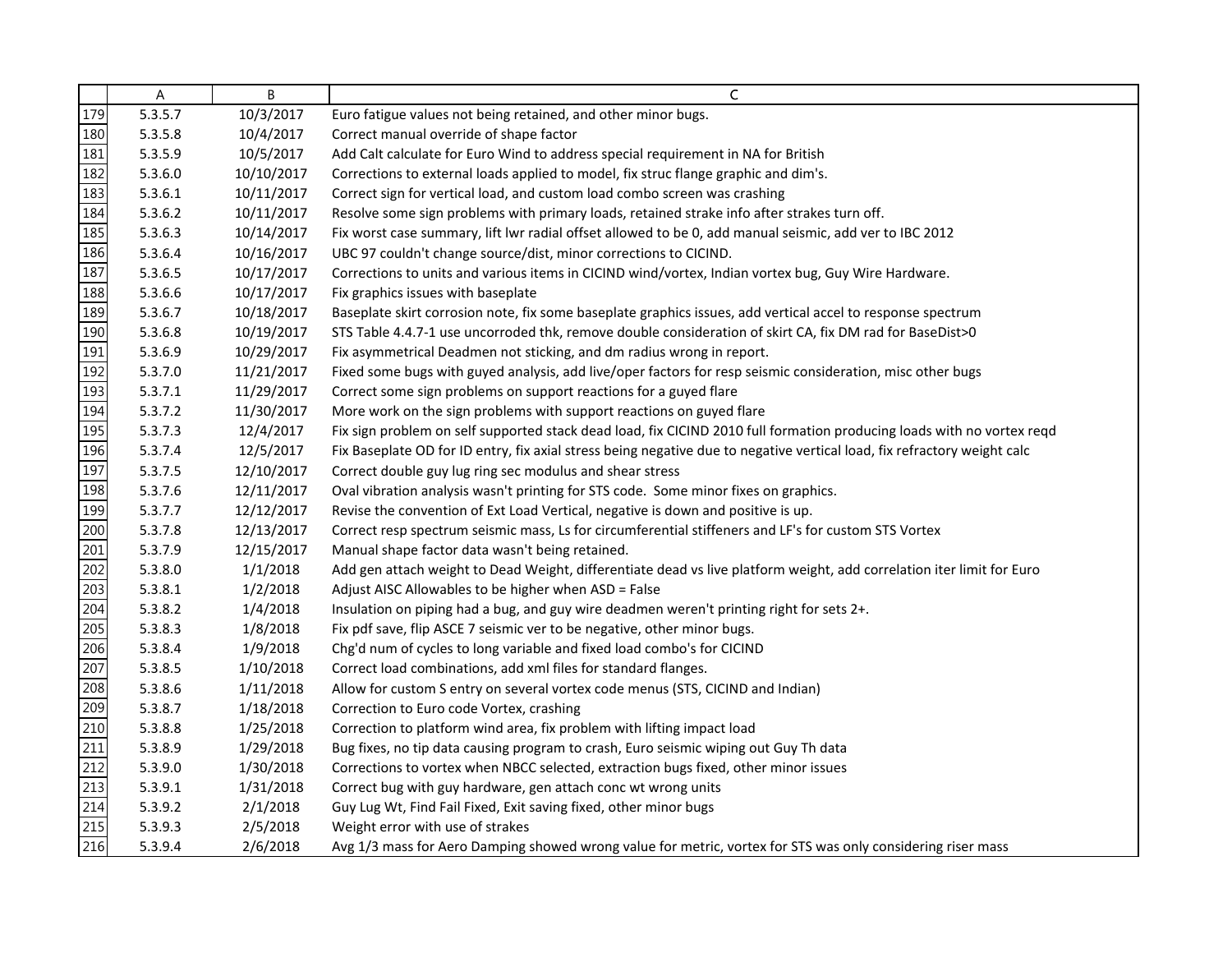|  | A | B | C |
|---|---|---|---|
| 179 | 5.3.5.7 | 10/3/2017 | Euro fatigue values not being retained, and other minor bugs. |
| 180 | 5.3.5.8 | 10/4/2017 | Correct manual override of shape factor |
| 181 | 5.3.5.9 | 10/5/2017 | Add Calt calculate for Euro Wind to address special requirement in NA for British |
| 182 | 5.3.6.0 | 10/10/2017 | Corrections to external loads applied to model, fix struc flange graphic and dim's. |
| 183 | 5.3.6.1 | 10/11/2017 | Correct sign for vertical load, and custom load combo screen was crashing |
| 184 | 5.3.6.2 | 10/11/2017 | Resolve some sign problems with primary loads, retained strake info after strakes turn off. |
| 185 | 5.3.6.3 | 10/14/2017 | Fix worst case summary, lift lwr radial offset allowed to be 0, add manual seismic, add ver to IBC 2012 |
| 186 | 5.3.6.4 | 10/16/2017 | UBC 97 couldn't change source/dist, minor corrections to CICIND. |
| 187 | 5.3.6.5 | 10/17/2017 | Corrections to units and various items in CICIND wind/vortex, Indian vortex bug, Guy Wire Hardware. |
| 188 | 5.3.6.6 | 10/17/2017 | Fix graphics issues with baseplate |
| 189 | 5.3.6.7 | 10/18/2017 | Baseplate skirt corrosion note, fix some baseplate graphics issues, add vertical accel to response spectrum |
| 190 | 5.3.6.8 | 10/19/2017 | STS Table 4.4.7-1 use uncorroded thk, remove double consideration of skirt CA, fix DM rad for BaseDist>0 |
| 191 | 5.3.6.9 | 10/29/2017 | Fix asymmetrical Deadmen not sticking, and dm radius wrong in report. |
| 192 | 5.3.7.0 | 11/21/2017 | Fixed some bugs with guyed analysis, add live/oper factors for resp seismic consideration, misc other bugs |
| 193 | 5.3.7.1 | 11/29/2017 | Correct some sign problems on support reactions for a guyed flare |
| 194 | 5.3.7.2 | 11/30/2017 | More work on the sign problems with support reactions on guyed flare |
| 195 | 5.3.7.3 | 12/4/2017 | Fix sign problem on self supported stack dead load, fix CICIND 2010 full formation producing loads with no vortex reqd |
| 196 | 5.3.7.4 | 12/5/2017 | Fix Baseplate OD for ID entry, fix axial stress being negative due to negative vertical load, fix refractory weight calc |
| 197 | 5.3.7.5 | 12/10/2017 | Correct double guy lug ring sec modulus and shear stress |
| 198 | 5.3.7.6 | 12/11/2017 | Oval vibration analysis wasn't printing for STS code. Some minor fixes on graphics. |
| 199 | 5.3.7.7 | 12/12/2017 | Revise the convention of Ext Load Vertical, negative is down and positive is up. |
| 200 | 5.3.7.8 | 12/13/2017 | Correct resp spectrum seismic mass, Ls for circumferential stiffeners and LF's for custom STS Vortex |
| 201 | 5.3.7.9 | 12/15/2017 | Manual shape factor data wasn't being retained. |
| 202 | 5.3.8.0 | 1/1/2018 | Add gen attach weight to Dead Weight, differentiate dead vs live platform weight, add correlation iter limit for Euro |
| 203 | 5.3.8.1 | 1/2/2018 | Adjust AISC Allowables to be higher when ASD = False |
| 204 | 5.3.8.2 | 1/4/2018 | Insulation on piping had a bug, and guy wire deadmen weren't printing right for sets 2+. |
| 205 | 5.3.8.3 | 1/8/2018 | Fix pdf save, flip ASCE 7 seismic ver to be negative, other minor bugs. |
| 206 | 5.3.8.4 | 1/9/2018 | Chg'd num of cycles to long variable and fixed load combo's for CICIND |
| 207 | 5.3.8.5 | 1/10/2018 | Correct load combinations, add xml files for standard flanges. |
| 208 | 5.3.8.6 | 1/11/2018 | Allow for custom S entry on several vortex code menus (STS, CICIND and Indian) |
| 209 | 5.3.8.7 | 1/18/2018 | Correction to Euro code Vortex, crashing |
| 210 | 5.3.8.8 | 1/25/2018 | Correction to platform wind area, fix problem with lifting impact load |
| 211 | 5.3.8.9 | 1/29/2018 | Bug fixes, no tip data causing program to crash, Euro seismic wiping out Guy Th data |
| 212 | 5.3.9.0 | 1/30/2018 | Corrections to vortex when NBCC selected, extraction bugs fixed, other minor issues |
| 213 | 5.3.9.1 | 1/31/2018 | Correct bug with guy hardware, gen attach conc wt wrong units |
| 214 | 5.3.9.2 | 2/1/2018 | Guy Lug Wt, Find Fail Fixed, Exit saving fixed, other minor bugs |
| 215 | 5.3.9.3 | 2/5/2018 | Weight error with use of strakes |
| 216 | 5.3.9.4 | 2/6/2018 | Avg 1/3 mass for Aero Damping showed wrong value for metric, vortex for STS was only considering riser mass |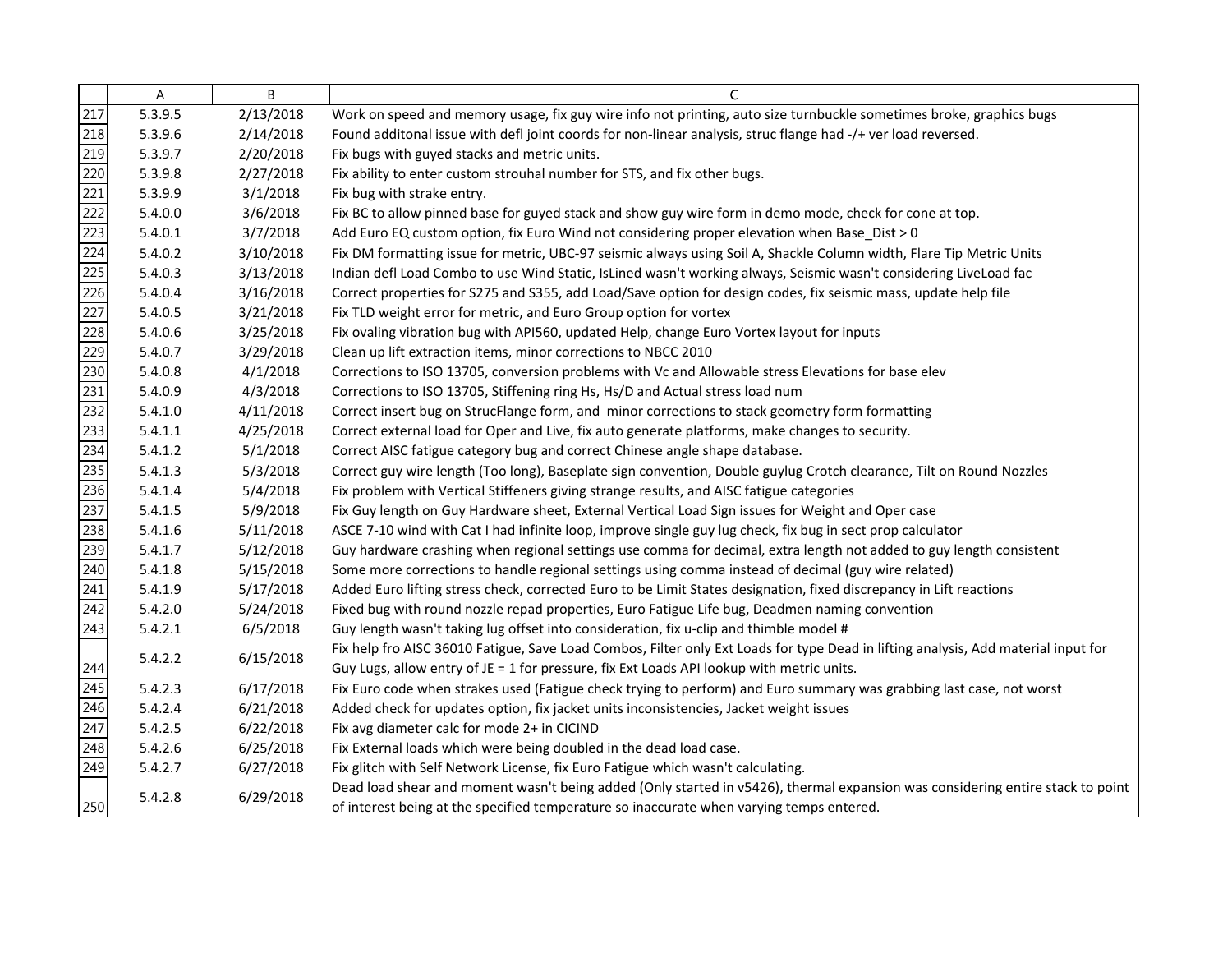| | A | B | C |
|---|---|---|---|
| 217 | 5.3.9.5 | 2/13/2018 | Work on speed and memory usage, fix guy wire info not printing, auto size turnbuckle sometimes broke, graphics bugs |
| 218 | 5.3.9.6 | 2/14/2018 | Found additonal issue with defl joint coords for non-linear analysis, struc flange had -/+ ver load reversed. |
| 219 | 5.3.9.7 | 2/20/2018 | Fix bugs with guyed stacks and metric units. |
| 220 | 5.3.9.8 | 2/27/2018 | Fix ability to enter custom strouhal number for STS, and fix other bugs. |
| 221 | 5.3.9.9 | 3/1/2018 | Fix bug with strake entry. |
| 222 | 5.4.0.0 | 3/6/2018 | Fix BC to allow pinned base for guyed stack and show guy wire form in demo mode, check for cone at top. |
| 223 | 5.4.0.1 | 3/7/2018 | Add Euro EQ custom option, fix Euro Wind not considering proper elevation when Base_Dist > 0 |
| 224 | 5.4.0.2 | 3/10/2018 | Fix DM formatting issue for metric, UBC-97 seismic always using Soil A, Shackle Column width, Flare Tip Metric Units |
| 225 | 5.4.0.3 | 3/13/2018 | Indian defl Load Combo to use Wind Static, IsLined wasn't working always, Seismic wasn't considering LiveLoad fac |
| 226 | 5.4.0.4 | 3/16/2018 | Correct properties for S275 and S355, add Load/Save option for design codes, fix seismic mass, update help file |
| 227 | 5.4.0.5 | 3/21/2018 | Fix TLD weight error for metric, and Euro Group option for vortex |
| 228 | 5.4.0.6 | 3/25/2018 | Fix ovaling vibration bug with API560, updated Help, change Euro Vortex layout for inputs |
| 229 | 5.4.0.7 | 3/29/2018 | Clean up lift extraction items, minor corrections to NBCC 2010 |
| 230 | 5.4.0.8 | 4/1/2018 | Corrections to ISO 13705, conversion problems with Vc and Allowable stress Elevations for base elev |
| 231 | 5.4.0.9 | 4/3/2018 | Corrections to ISO 13705, Stiffening ring Hs, Hs/D and Actual stress load num |
| 232 | 5.4.1.0 | 4/11/2018 | Correct insert bug on StrucFlange form, and minor corrections to stack geometry form formatting |
| 233 | 5.4.1.1 | 4/25/2018 | Correct external load for Oper and Live, fix auto generate platforms, make changes to security. |
| 234 | 5.4.1.2 | 5/1/2018 | Correct AISC fatigue category bug and correct Chinese angle shape database. |
| 235 | 5.4.1.3 | 5/3/2018 | Correct guy wire length (Too long), Baseplate sign convention, Double guylug Crotch clearance, Tilt on Round Nozzles |
| 236 | 5.4.1.4 | 5/4/2018 | Fix problem with Vertical Stiffeners giving strange results, and AISC fatigue categories |
| 237 | 5.4.1.5 | 5/9/2018 | Fix Guy length on Guy Hardware sheet, External Vertical Load Sign issues for Weight and Oper case |
| 238 | 5.4.1.6 | 5/11/2018 | ASCE 7-10 wind with Cat I had infinite loop, improve single guy lug check, fix bug in sect prop calculator |
| 239 | 5.4.1.7 | 5/12/2018 | Guy hardware crashing when regional settings use comma for decimal, extra length not added to guy length consistent |
| 240 | 5.4.1.8 | 5/15/2018 | Some more corrections to handle regional settings using comma instead of decimal (guy wire related) |
| 241 | 5.4.1.9 | 5/17/2018 | Added Euro lifting stress check, corrected Euro to be Limit States designation, fixed discrepancy in Lift reactions |
| 242 | 5.4.2.0 | 5/24/2018 | Fixed bug with round nozzle repad properties, Euro Fatigue Life bug, Deadmen naming convention |
| 243 | 5.4.2.1 | 6/5/2018 | Guy length wasn't taking lug offset into consideration, fix u-clip and thimble model # |
| 244 | 5.4.2.2 | 6/15/2018 | Fix help fro AISC 36010 Fatigue, Save Load Combos, Filter only Ext Loads for type Dead in lifting analysis, Add material input for Guy Lugs, allow entry of JE = 1 for pressure, fix Ext Loads API lookup with metric units. |
| 245 | 5.4.2.3 | 6/17/2018 | Fix Euro code when strakes used (Fatigue check trying to perform) and Euro summary was grabbing last case, not worst |
| 246 | 5.4.2.4 | 6/21/2018 | Added check for updates option, fix jacket units inconsistencies, Jacket weight issues |
| 247 | 5.4.2.5 | 6/22/2018 | Fix avg diameter calc for mode 2+ in CICIND |
| 248 | 5.4.2.6 | 6/25/2018 | Fix External loads which were being doubled in the dead load case. |
| 249 | 5.4.2.7 | 6/27/2018 | Fix glitch with Self Network License, fix Euro Fatigue which wasn't calculating. |
| 250 | 5.4.2.8 | 6/29/2018 | Dead load shear and moment wasn't being added (Only started in v5426), thermal expansion was considering entire stack to point of interest being at the specified temperature so inaccurate when varying temps entered. |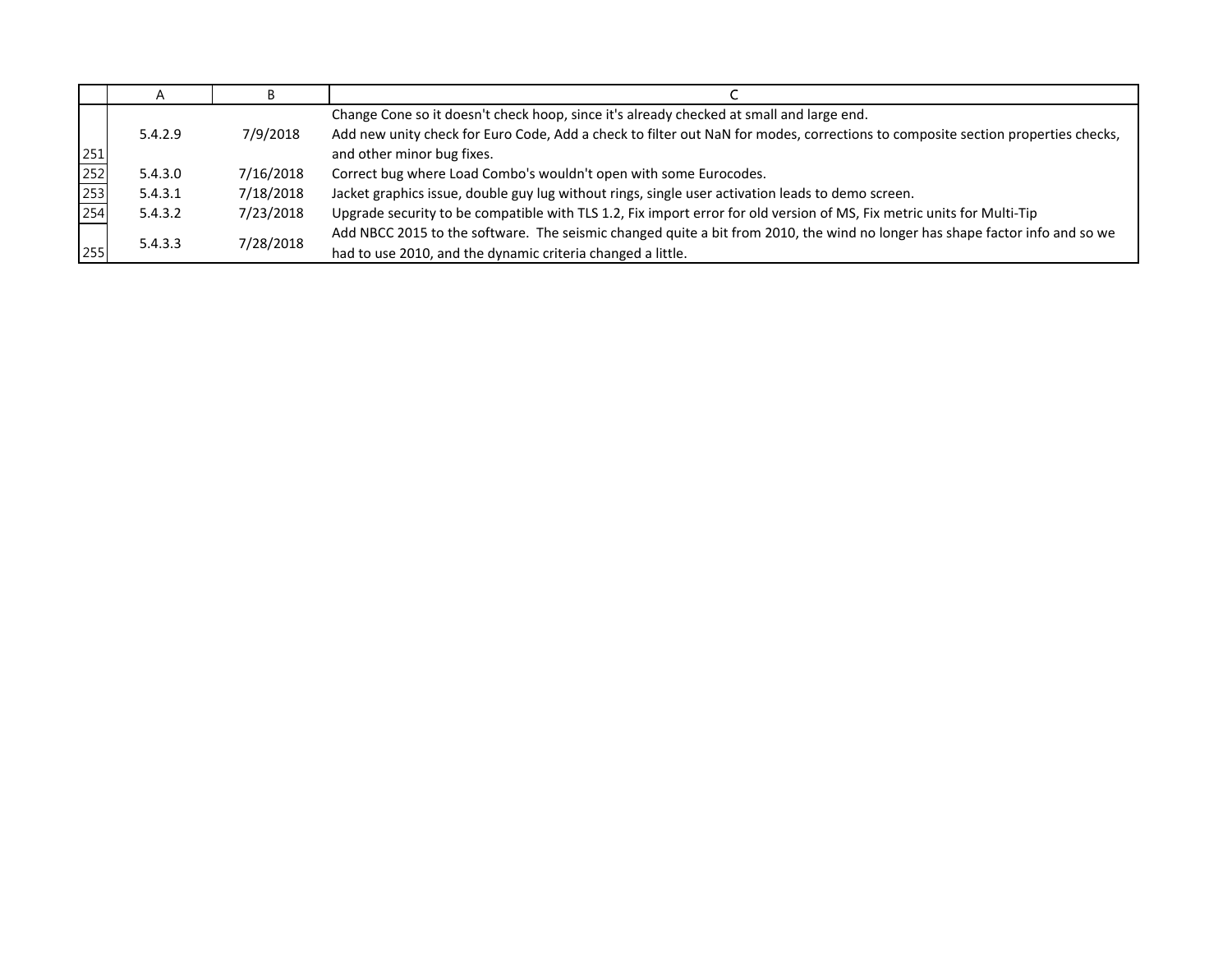| | A | B | C |
|---|---|---|---|
| 251 | 5.4.2.9 | 7/9/2018 | Change Cone so it doesn't check hoop, since it's already checked at small and large end. Add new unity check for Euro Code, Add a check to filter out NaN for modes, corrections to composite section properties checks, and other minor bug fixes. |
| 252 | 5.4.3.0 | 7/16/2018 | Correct bug where Load Combo's wouldn't open with some Eurocodes. |
| 253 | 5.4.3.1 | 7/18/2018 | Jacket graphics issue, double guy lug without rings, single user activation leads to demo screen. |
| 254 | 5.4.3.2 | 7/23/2018 | Upgrade security to be compatible with TLS 1.2, Fix import error for old version of MS, Fix metric units for Multi-Tip |
| 255 | 5.4.3.3 | 7/28/2018 | Add NBCC 2015 to the software.  The seismic changed quite a bit from 2010, the wind no longer has shape factor info and so we had to use 2010, and the dynamic criteria changed a little. |